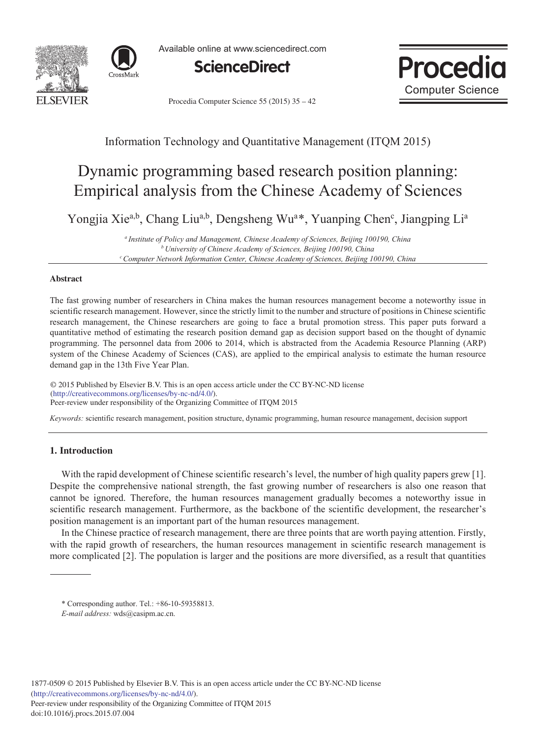Information Technology and Quantitative Management (ITQM 2015)

# Dynamic programming based research position planning: Empirical analysis from the Chinese Academy of Sciences

Yongjia Xie[a,b], Chang Liu[a,b], Dengsheng Wu[a]*, Yuanping Chen[c], Jiangping Li[a]

[a] *Institute of Policy and Management, Chinese Academy of Sciences, Beijing 100190, China*
[b] *University of Chinese Academy of Sciences, Beijing 100190, China*
[c] *Computer Network Information Center, Chinese Academy of Sciences, Beijing 100190, China*

## Abstract

The fast growing number of researchers in China makes the human resources management become a noteworthy issue in scientific research management. However, since the strictly limit to the number and structure of positions in Chinese scientific research management, the Chinese researchers are going to face a brutal promotion stress. This paper puts forward a quantitative method of estimating the research position demand gap as decision support based on the thought of dynamic programming. The personnel data from 2006 to 2014, which is abstracted from the Academia Resource Planning (ARP) system of the Chinese Academy of Sciences (CAS), are applied to the empirical analysis to estimate the human resource demand gap in the 13th Five Year Plan.

© 2015 Published by Elsevier B.V. This is an open access article under the CC BY-NC-ND license (http://creativecommons.org/licenses/by-nc-nd/4.0/).
Peer-review under responsibility of the Organizing Committee of ITQM 2015

*Keywords:* scientific research management, position structure, dynamic programming, human resource management, decision support

## 1. Introduction

With the rapid development of Chinese scientific research's level, the number of high quality papers grew [1]. Despite the comprehensive national strength, the fast growing number of researchers is also one reason that cannot be ignored. Therefore, the human resources management gradually becomes a noteworthy issue in scientific research management. Furthermore, as the backbone of the scientific development, the researcher's position management is an important part of the human resources management.

In the Chinese practice of research management, there are three points that are worth paying attention. Firstly, with the rapid growth of researchers, the human resources management in scientific research management is more complicated [2]. The population is larger and the positions are more diversified, as a result that quantities

---

\* Corresponding author. Tel.: +86-10-59358813.
*E-mail address:* wds@casipm.ac.cn.

1877-0509 © 2015 Published by Elsevier B.V. This is an open access article under the CC BY-NC-ND license (http://creativecommons.org/licenses/by-nc-nd/4.0/).
Peer-review under responsibility of the Organizing Committee of ITQM 2015
doi:10.1016/j.procs.2015.07.004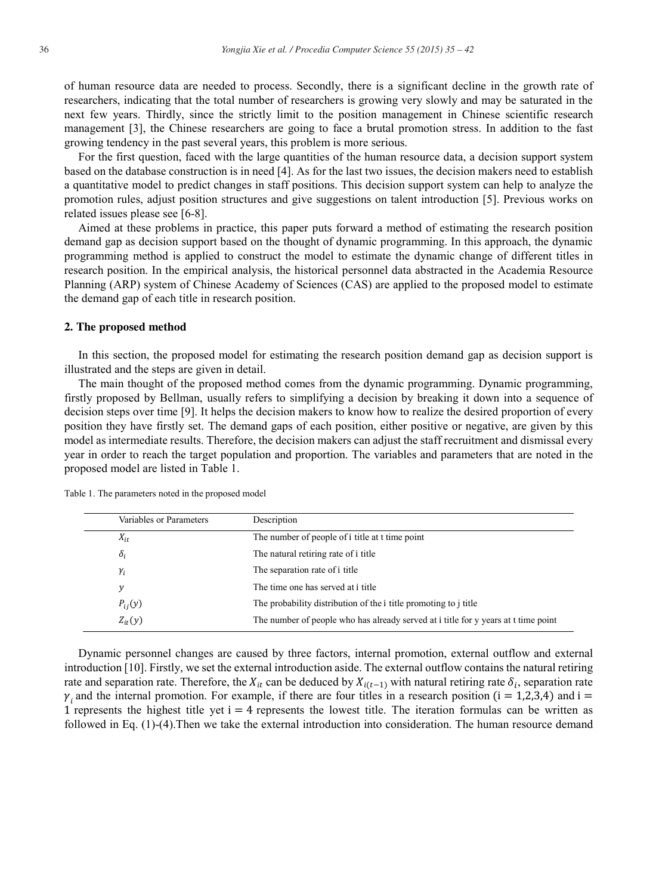of human resource data are needed to process. Secondly, there is a significant decline in the growth rate of researchers, indicating that the total number of researchers is growing very slowly and may be saturated in the next few years. Thirdly, since the strictly limit to the position management in Chinese scientific research management [3], the Chinese researchers are going to face a brutal promotion stress. In addition to the fast growing tendency in the past several years, this problem is more serious.

For the first question, faced with the large quantities of the human resource data, a decision support system based on the database construction is in need [4]. As for the last two issues, the decision makers need to establish a quantitative model to predict changes in staff positions. This decision support system can help to analyze the promotion rules, adjust position structures and give suggestions on talent introduction [5]. Previous works on related issues please see [6-8].

Aimed at these problems in practice, this paper puts forward a method of estimating the research position demand gap as decision support based on the thought of dynamic programming. In this approach, the dynamic programming method is applied to construct the model to estimate the dynamic change of different titles in research position. In the empirical analysis, the historical personnel data abstracted in the Academia Resource Planning (ARP) system of Chinese Academy of Sciences (CAS) are applied to the proposed model to estimate the demand gap of each title in research position.

## 2. The proposed method

In this section, the proposed model for estimating the research position demand gap as decision support is illustrated and the steps are given in detail.

The main thought of the proposed method comes from the dynamic programming. Dynamic programming, firstly proposed by Bellman, usually refers to simplifying a decision by breaking it down into a sequence of decision steps over time [9]. It helps the decision makers to know how to realize the desired proportion of every position they have firstly set. The demand gaps of each position, either positive or negative, are given by this model as intermediate results. Therefore, the decision makers can adjust the staff recruitment and dismissal every year in order to reach the target population and proportion. The variables and parameters that are noted in the proposed model are listed in Table 1.

Table 1. The parameters noted in the proposed model

| Variables or Parameters | Description |
|---|---|
| $X_{it}$ | The number of people of i title at t time point |
| $\delta_i$ | The natural retiring rate of i title |
| $\gamma_i$ | The separation rate of i title |
| $y$ | The time one has served at i title |
| $P_{ij}(y)$ | The probability distribution of the i title promoting to j title |
| $Z_{it}(y)$ | The number of people who has already served at i title for y years at t time point |

Dynamic personnel changes are caused by three factors, internal promotion, external outflow and external introduction [10]. Firstly, we set the external introduction aside. The external outflow contains the natural retiring rate and separation rate. Therefore, the $X_{it}$ can be deduced by $X_{i(t-1)}$ with natural retiring rate $\delta_i$, separation rate $\gamma_i$ and the internal promotion. For example, if there are four titles in a research position ($i = 1,2,3,4$) and $i = 1$ represents the highest title yet $i = 4$ represents the lowest title. The iteration formulas can be written as followed in Eq. (1)-(4).Then we take the external introduction into consideration. The human resource demand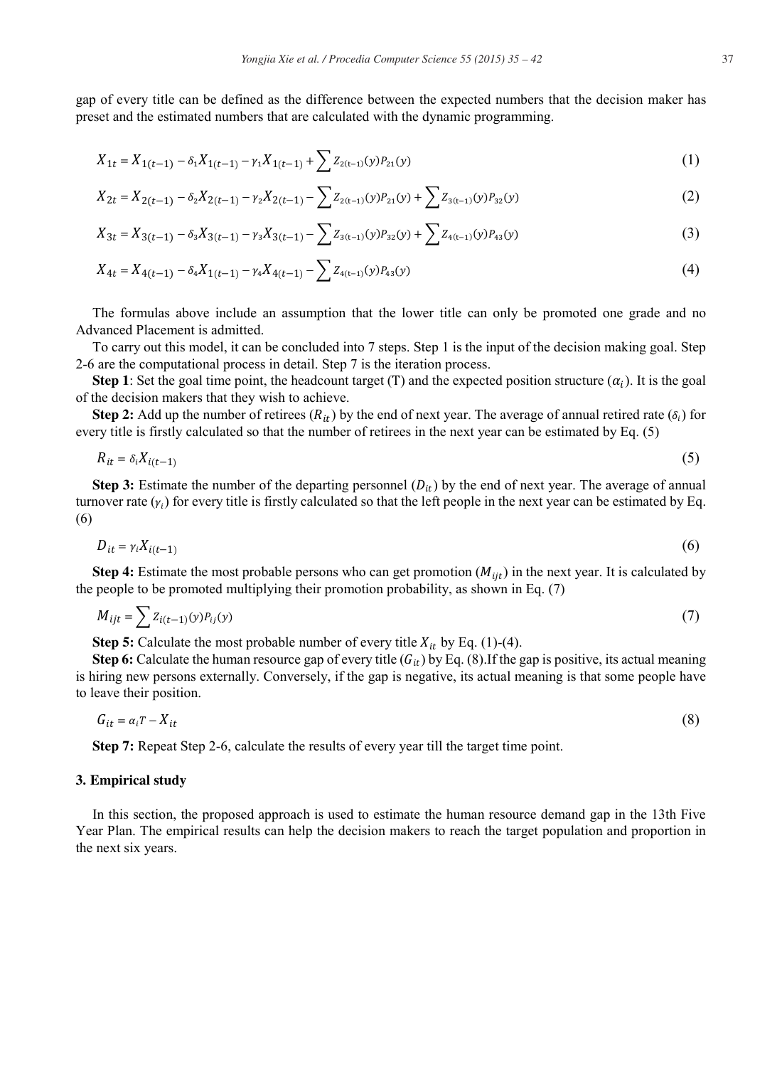gap of every title can be defined as the difference between the expected numbers that the decision maker has preset and the estimated numbers that are calculated with the dynamic programming.

$$X_{1t} = X_{1(t-1)} - \delta_1 X_{1(t-1)} - \gamma_1 X_{1(t-1)} + \sum Z_{2(t-1)}(y) P_{21}(y) \tag{1}$$

$$X_{2t} = X_{2(t-1)} - \delta_2 X_{2(t-1)} - \gamma_2 X_{2(t-1)} - \sum Z_{2(t-1)}(y) P_{21}(y) + \sum Z_{3(t-1)}(y) P_{32}(y) \tag{2}$$

$$X_{3t} = X_{3(t-1)} - \delta_3 X_{3(t-1)} - \gamma_3 X_{3(t-1)} - \sum Z_{3(t-1)}(y) P_{32}(y) + \sum Z_{4(t-1)}(y) P_{43}(y) \tag{3}$$

$$X_{4t} = X_{4(t-1)} - \delta_4 X_{1(t-1)} - \gamma_4 X_{4(t-1)} - \sum Z_{4(t-1)}(y) P_{43}(y) \tag{4}$$

The formulas above include an assumption that the lower title can only be promoted one grade and no Advanced Placement is admitted.

To carry out this model, it can be concluded into 7 steps. Step 1 is the input of the decision making goal. Step 2-6 are the computational process in detail. Step 7 is the iteration process.

**Step 1**: Set the goal time point, the headcount target (T) and the expected position structure ($\alpha_i$). It is the goal of the decision makers that they wish to achieve.

**Step 2:** Add up the number of retirees ($R_{it}$) by the end of next year. The average of annual retired rate ($\delta_i$) for every title is firstly calculated so that the number of retirees in the next year can be estimated by Eq. (5)

$$R_{it} = \delta_i X_{i(t-1)} \tag{5}$$

**Step 3:** Estimate the number of the departing personnel ($D_{it}$) by the end of next year. The average of annual turnover rate ($\gamma_i$) for every title is firstly calculated so that the left people in the next year can be estimated by Eq. (6)

$$D_{it} = \gamma_i X_{i(t-1)} \tag{6}$$

**Step 4:** Estimate the most probable persons who can get promotion ($M_{ijt}$) in the next year. It is calculated by the people to be promoted multiplying their promotion probability, as shown in Eq. (7)

$$M_{ijt} = \sum Z_{i(t-1)}(y) P_{ij}(y) \tag{7}$$

**Step 5:** Calculate the most probable number of every title $X_{it}$ by Eq. (1)-(4).

**Step 6:** Calculate the human resource gap of every title ($G_{it}$) by Eq. (8).If the gap is positive, its actual meaning is hiring new persons externally. Conversely, if the gap is negative, its actual meaning is that some people have to leave their position.

$$G_{it} = \alpha_i T - X_{it} \tag{8}$$

**Step 7:** Repeat Step 2-6, calculate the results of every year till the target time point.

## 3. Empirical study

In this section, the proposed approach is used to estimate the human resource demand gap in the 13th Five Year Plan. The empirical results can help the decision makers to reach the target population and proportion in the next six years.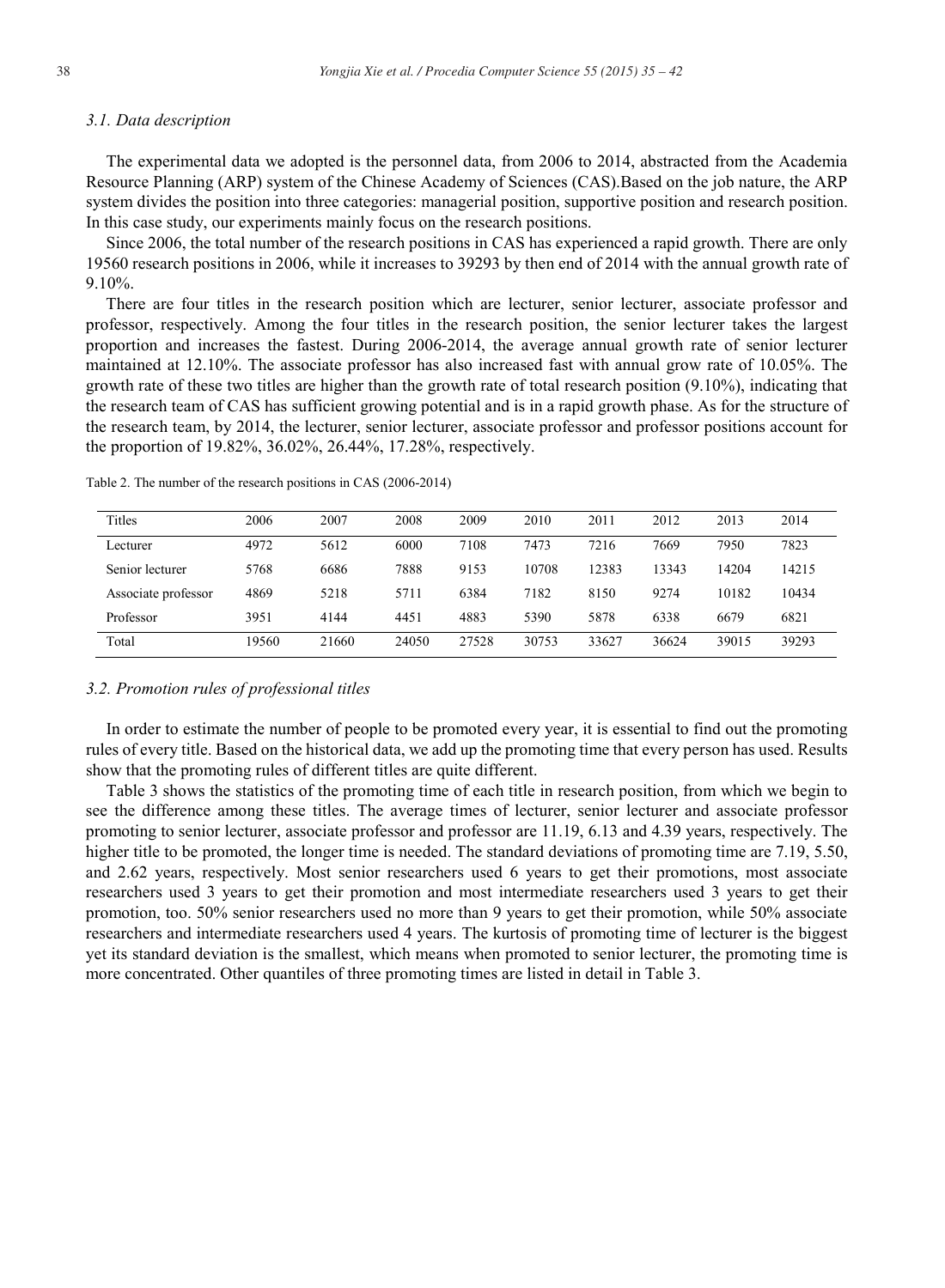### 3.1. Data description

The experimental data we adopted is the personnel data, from 2006 to 2014, abstracted from the Academia Resource Planning (ARP) system of the Chinese Academy of Sciences (CAS).Based on the job nature, the ARP system divides the position into three categories: managerial position, supportive position and research position. In this case study, our experiments mainly focus on the research positions.

Since 2006, the total number of the research positions in CAS has experienced a rapid growth. There are only 19560 research positions in 2006, while it increases to 39293 by then end of 2014 with the annual growth rate of 9.10%.

There are four titles in the research position which are lecturer, senior lecturer, associate professor and professor, respectively. Among the four titles in the research position, the senior lecturer takes the largest proportion and increases the fastest. During 2006-2014, the average annual growth rate of senior lecturer maintained at 12.10%. The associate professor has also increased fast with annual grow rate of 10.05%. The growth rate of these two titles are higher than the growth rate of total research position (9.10%), indicating that the research team of CAS has sufficient growing potential and is in a rapid growth phase. As for the structure of the research team, by 2014, the lecturer, senior lecturer, associate professor and professor positions account for the proportion of 19.82%, 36.02%, 26.44%, 17.28%, respectively.

Table 2. The number of the research positions in CAS (2006-2014)

| Titles | 2006 | 2007 | 2008 | 2009 | 2010 | 2011 | 2012 | 2013 | 2014 |
|---|---|---|---|---|---|---|---|---|---|
| Lecturer | 4972 | 5612 | 6000 | 7108 | 7473 | 7216 | 7669 | 7950 | 7823 |
| Senior lecturer | 5768 | 6686 | 7888 | 9153 | 10708 | 12383 | 13343 | 14204 | 14215 |
| Associate professor | 4869 | 5218 | 5711 | 6384 | 7182 | 8150 | 9274 | 10182 | 10434 |
| Professor | 3951 | 4144 | 4451 | 4883 | 5390 | 5878 | 6338 | 6679 | 6821 |
| Total | 19560 | 21660 | 24050 | 27528 | 30753 | 33627 | 36624 | 39015 | 39293 |

### 3.2. Promotion rules of professional titles

In order to estimate the number of people to be promoted every year, it is essential to find out the promoting rules of every title. Based on the historical data, we add up the promoting time that every person has used. Results show that the promoting rules of different titles are quite different.

Table 3 shows the statistics of the promoting time of each title in research position, from which we begin to see the difference among these titles. The average times of lecturer, senior lecturer and associate professor promoting to senior lecturer, associate professor and professor are 11.19, 6.13 and 4.39 years, respectively. The higher title to be promoted, the longer time is needed. The standard deviations of promoting time are 7.19, 5.50, and 2.62 years, respectively. Most senior researchers used 6 years to get their promotions, most associate researchers used 3 years to get their promotion and most intermediate researchers used 3 years to get their promotion, too. 50% senior researchers used no more than 9 years to get their promotion, while 50% associate researchers and intermediate researchers used 4 years. The kurtosis of promoting time of lecturer is the biggest yet its standard deviation is the smallest, which means when promoted to senior lecturer, the promoting time is more concentrated. Other quantiles of three promoting times are listed in detail in Table 3.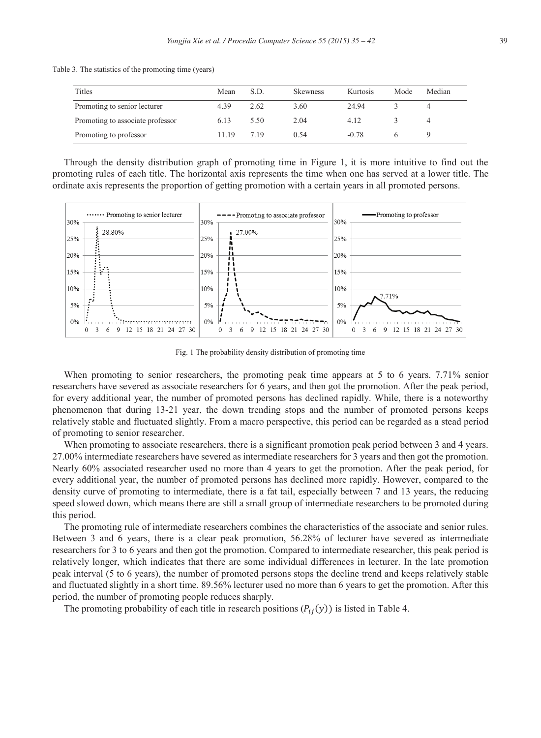Table 3. The statistics of the promoting time (years)

| Titles | Mean | S.D. | Skewness | Kurtosis | Mode | Median |
|---|---|---|---|---|---|---|
| Promoting to senior lecturer | 4.39 | 2.62 | 3.60 | 24.94 | 3 | 4 |
| Promoting to associate professor | 6.13 | 5.50 | 2.04 | 4.12 | 3 | 4 |
| Promoting to professor | 11.19 | 7.19 | 0.54 | -0.78 | 6 | 9 |

Through the density distribution graph of promoting time in Figure 1, it is more intuitive to find out the promoting rules of each title. The horizontal axis represents the time when one has served at a lower title. The ordinate axis represents the proportion of getting promotion with a certain years in all promoted persons.

Fig. 1 The probability density distribution of promoting time

When promoting to senior researchers, the promoting peak time appears at 5 to 6 years. 7.71% senior researchers have severed as associate researchers for 6 years, and then got the promotion. After the peak period, for every additional year, the number of promoted persons has declined rapidly. While, there is a noteworthy phenomenon that during 13-21 year, the down trending stops and the number of promoted persons keeps relatively stable and fluctuated slightly. From a macro perspective, this period can be regarded as a stead period of promoting to senior researcher.

When promoting to associate researchers, there is a significant promotion peak period between 3 and 4 years. 27.00% intermediate researchers have severed as intermediate researchers for 3 years and then got the promotion. Nearly 60% associated researcher used no more than 4 years to get the promotion. After the peak period, for every additional year, the number of promoted persons has declined more rapidly. However, compared to the density curve of promoting to intermediate, there is a fat tail, especially between 7 and 13 years, the reducing speed slowed down, which means there are still a small group of intermediate researchers to be promoted during this period.

The promoting rule of intermediate researchers combines the characteristics of the associate and senior rules. Between 3 and 6 years, there is a clear peak promotion, 56.28% of lecturer have severed as intermediate researchers for 3 to 6 years and then got the promotion. Compared to intermediate researcher, this peak period is relatively longer, which indicates that there are some individual differences in lecturer. In the late promotion peak interval (5 to 6 years), the number of promoted persons stops the decline trend and keeps relatively stable and fluctuated slightly in a short time. 89.56% lecturer used no more than 6 years to get the promotion. After this period, the number of promoting people reduces sharply.

The promoting probability of each title in research positions ($P_{ij}(y)$) is listed in Table 4.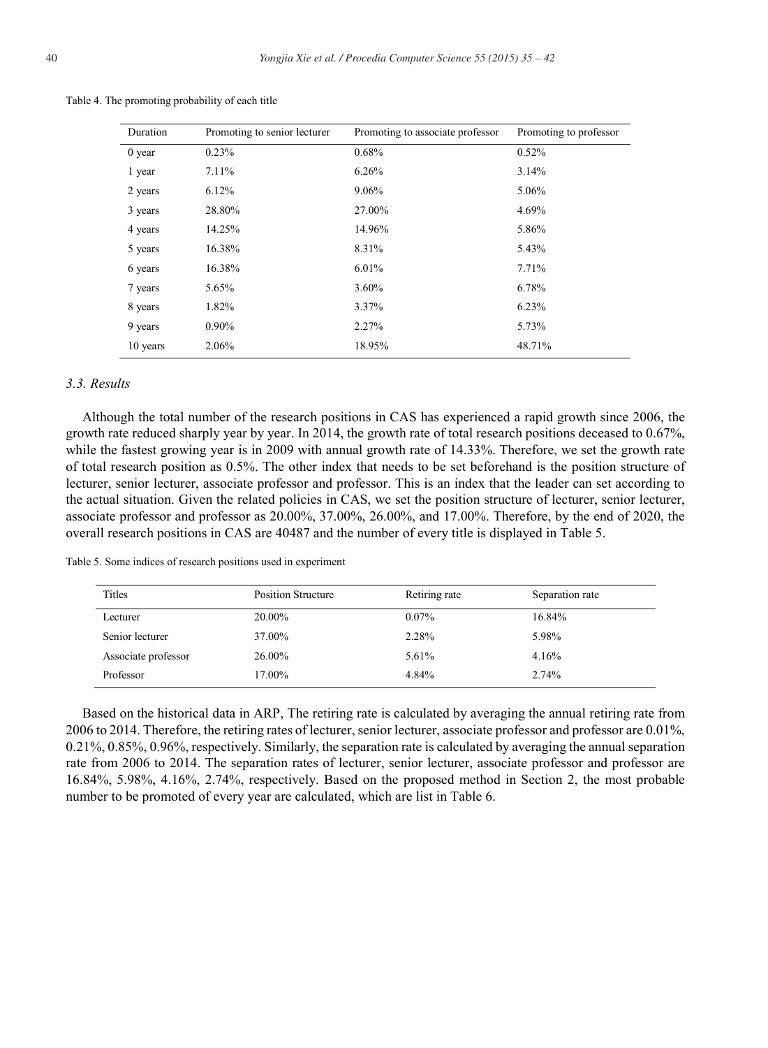Table 4. The promoting probability of each title

| Duration | Promoting to senior lecturer | Promoting to associate professor | Promoting to professor |
|---|---|---|---|
| 0 year | 0.23% | 0.68% | 0.52% |
| 1 year | 7.11% | 6.26% | 3.14% |
| 2 years | 6.12% | 9.06% | 5.06% |
| 3 years | 28.80% | 27.00% | 4.69% |
| 4 years | 14.25% | 14.96% | 5.86% |
| 5 years | 16.38% | 8.31% | 5.43% |
| 6 years | 16.38% | 6.01% | 7.71% |
| 7 years | 5.65% | 3.60% | 6.78% |
| 8 years | 1.82% | 3.37% | 6.23% |
| 9 years | 0.90% | 2.27% | 5.73% |
| 10 years | 2.06% | 18.95% | 48.71% |

### *3.3. Results*

Although the total number of the research positions in CAS has experienced a rapid growth since 2006, the growth rate reduced sharply year by year. In 2014, the growth rate of total research positions deceased to 0.67%, while the fastest growing year is in 2009 with annual growth rate of 14.33%. Therefore, we set the growth rate of total research position as 0.5%. The other index that needs to be set beforehand is the position structure of lecturer, senior lecturer, associate professor and professor. This is an index that the leader can set according to the actual situation. Given the related policies in CAS, we set the position structure of lecturer, senior lecturer, associate professor and professor as 20.00%, 37.00%, 26.00%, and 17.00%. Therefore, by the end of 2020, the overall research positions in CAS are 40487 and the number of every title is displayed in Table 5.

Table 5. Some indices of research positions used in experiment

| Titles | Position Structure | Retiring rate | Separation rate |
|---|---|---|---|
| Lecturer | 20.00% | 0.07% | 16.84% |
| Senior lecturer | 37.00% | 2.28% | 5.98% |
| Associate professor | 26.00% | 5.61% | 4.16% |
| Professor | 17.00% | 4.84% | 2.74% |

Based on the historical data in ARP, The retiring rate is calculated by averaging the annual retiring rate from 2006 to 2014. Therefore, the retiring rates of lecturer, senior lecturer, associate professor and professor are 0.01%, 0.21%, 0.85%, 0.96%, respectively. Similarly, the separation rate is calculated by averaging the annual separation rate from 2006 to 2014. The separation rates of lecturer, senior lecturer, associate professor and professor are 16.84%, 5.98%, 4.16%, 2.74%, respectively. Based on the proposed method in Section 2, the most probable number to be promoted of every year are calculated, which are list in Table 6.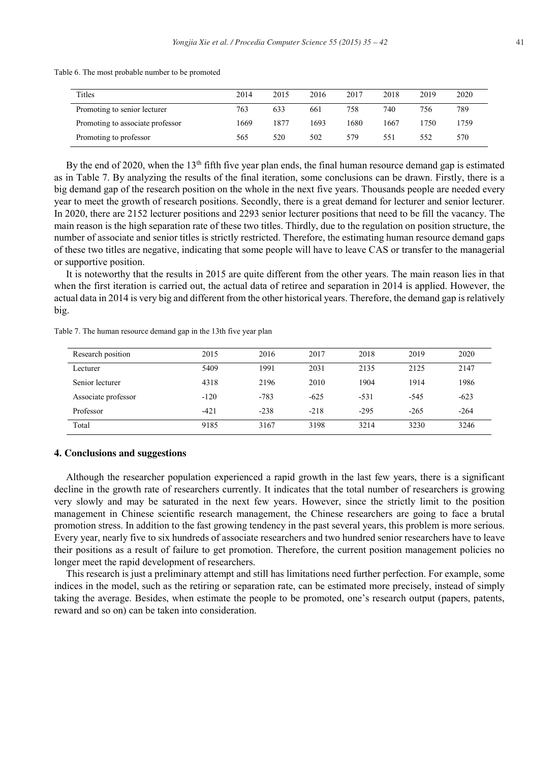Table 6. The most probable number to be promoted

| Titles | 2014 | 2015 | 2016 | 2017 | 2018 | 2019 | 2020 |
|---|---|---|---|---|---|---|---|
| Promoting to senior lecturer | 763 | 633 | 661 | 758 | 740 | 756 | 789 |
| Promoting to associate professor | 1669 | 1877 | 1693 | 1680 | 1667 | 1750 | 1759 |
| Promoting to professor | 565 | 520 | 502 | 579 | 551 | 552 | 570 |

By the end of 2020, when the 13th fifth five year plan ends, the final human resource demand gap is estimated as in Table 7. By analyzing the results of the final iteration, some conclusions can be drawn. Firstly, there is a big demand gap of the research position on the whole in the next five years. Thousands people are needed every year to meet the growth of research positions. Secondly, there is a great demand for lecturer and senior lecturer. In 2020, there are 2152 lecturer positions and 2293 senior lecturer positions that need to be fill the vacancy. The main reason is the high separation rate of these two titles. Thirdly, due to the regulation on position structure, the number of associate and senior titles is strictly restricted. Therefore, the estimating human resource demand gaps of these two titles are negative, indicating that some people will have to leave CAS or transfer to the managerial or supportive position.

It is noteworthy that the results in 2015 are quite different from the other years. The main reason lies in that when the first iteration is carried out, the actual data of retiree and separation in 2014 is applied. However, the actual data in 2014 is very big and different from the other historical years. Therefore, the demand gap is relatively big.

Table 7. The human resource demand gap in the 13th five year plan

| Research position | 2015 | 2016 | 2017 | 2018 | 2019 | 2020 |
|---|---|---|---|---|---|---|
| Lecturer | 5409 | 1991 | 2031 | 2135 | 2125 | 2147 |
| Senior lecturer | 4318 | 2196 | 2010 | 1904 | 1914 | 1986 |
| Associate professor | -120 | -783 | -625 | -531 | -545 | -623 |
| Professor | -421 | -238 | -218 | -295 | -265 | -264 |
| Total | 9185 | 3167 | 3198 | 3214 | 3230 | 3246 |

## 4. Conclusions and suggestions

Although the researcher population experienced a rapid growth in the last few years, there is a significant decline in the growth rate of researchers currently. It indicates that the total number of researchers is growing very slowly and may be saturated in the next few years. However, since the strictly limit to the position management in Chinese scientific research management, the Chinese researchers are going to face a brutal promotion stress. In addition to the fast growing tendency in the past several years, this problem is more serious. Every year, nearly five to six hundreds of associate researchers and two hundred senior researchers have to leave their positions as a result of failure to get promotion. Therefore, the current position management policies no longer meet the rapid development of researchers.

This research is just a preliminary attempt and still has limitations need further perfection. For example, some indices in the model, such as the retiring or separation rate, can be estimated more precisely, instead of simply taking the average. Besides, when estimate the people to be promoted, one's research output (papers, patents, reward and so on) can be taken into consideration.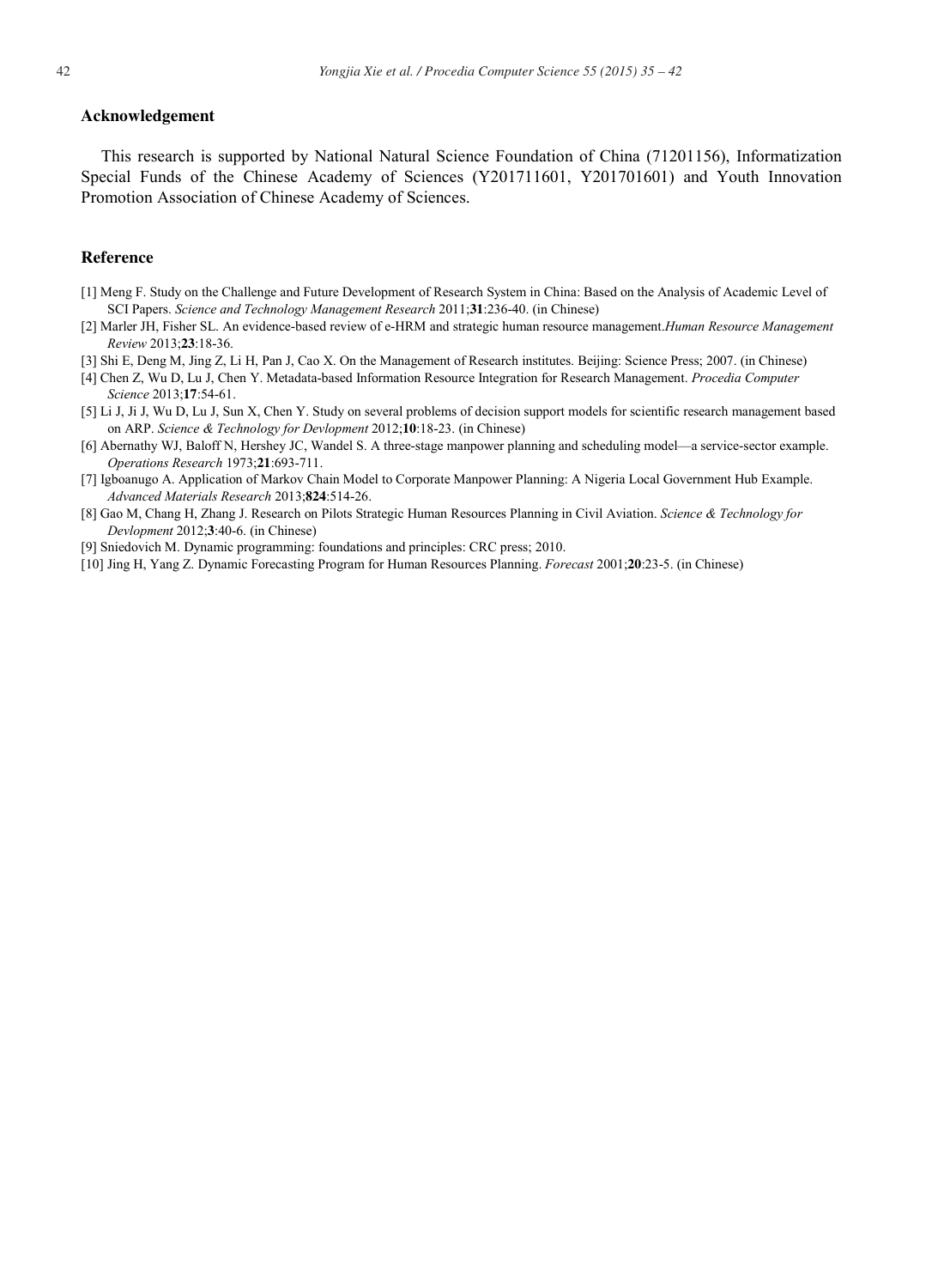## Acknowledgement

This research is supported by National Natural Science Foundation of China (71201156), Informatization Special Funds of the Chinese Academy of Sciences (Y201711601, Y201701601) and Youth Innovation Promotion Association of Chinese Academy of Sciences.

## Reference

[1] Meng F. Study on the Challenge and Future Development of Research System in China: Based on the Analysis of Academic Level of SCI Papers. *Science and Technology Management Research* 2011;**31**:236-40. (in Chinese)

[2] Marler JH, Fisher SL. An evidence-based review of e-HRM and strategic human resource management.*Human Resource Management Review* 2013;**23**:18-36.

[3] Shi E, Deng M, Jing Z, Li H, Pan J, Cao X. On the Management of Research institutes. Beijing: Science Press; 2007. (in Chinese)

[4] Chen Z, Wu D, Lu J, Chen Y. Metadata-based Information Resource Integration for Research Management. *Procedia Computer Science* 2013;**17**:54-61.

[5] Li J, Ji J, Wu D, Lu J, Sun X, Chen Y. Study on several problems of decision support models for scientific research management based on ARP. *Science & Technology for Devlopment* 2012;**10**:18-23. (in Chinese)

[6] Abernathy WJ, Baloff N, Hershey JC, Wandel S. A three-stage manpower planning and scheduling model—a service-sector example. *Operations Research* 1973;**21**:693-711.

[7] Igboanugo A. Application of Markov Chain Model to Corporate Manpower Planning: A Nigeria Local Government Hub Example. *Advanced Materials Research* 2013;**824**:514-26.

[8] Gao M, Chang H, Zhang J. Research on Pilots Strategic Human Resources Planning in Civil Aviation. *Science & Technology for Devlopment* 2012;**3**:40-6. (in Chinese)

[9] Sniedovich M. Dynamic programming: foundations and principles: CRC press; 2010.

[10] Jing H, Yang Z. Dynamic Forecasting Program for Human Resources Planning. *Forecast* 2001;**20**:23-5. (in Chinese)